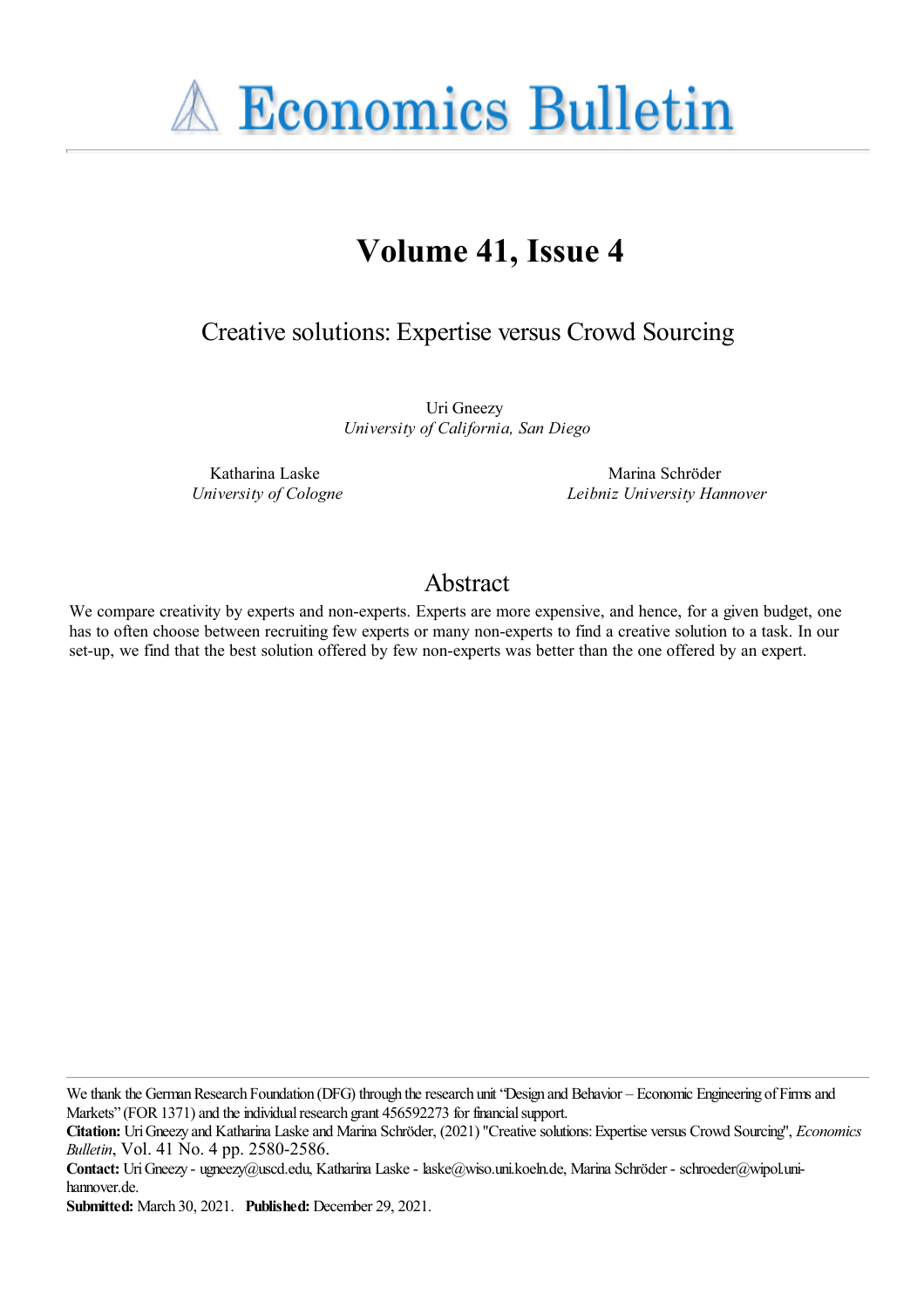# Economics Bulletin

## Volume 41, Issue 4

### Creative solutions: Expertise versus Crowd Sourcing

Uri Gneezy
*University of California, San Diego*

Katharina Laske
*University of Cologne*

Marina Schröder
*Leibniz University Hannover*

## Abstract

We compare creativity by experts and non-experts. Experts are more expensive, and hence, for a given budget, one has to often choose between recruiting few experts or many non-experts to find a creative solution to a task. In our set-up, we find that the best solution offered by few non-experts was better than the one offered by an expert.

---

We thank the German Research Foundation (DFG) through the research unit "Design and Behavior – Economic Engineering of Firms and Markets" (FOR 1371) and the individual research grant 456592273 for financial support.

**Citation:** Uri Gneezy and Katharina Laske and Marina Schröder, (2021) "Creative solutions: Expertise versus Crowd Sourcing", *Economics Bulletin*, Vol. 41 No. 4 pp. 2580-2586.

**Contact:** Uri Gneezy - ugneezy@uscd.edu, Katharina Laske - laske@wiso.uni.koeln.de, Marina Schröder - schroeder@wipol.uni-hannover.de.

**Submitted:** March 30, 2021. **Published:** December 29, 2021.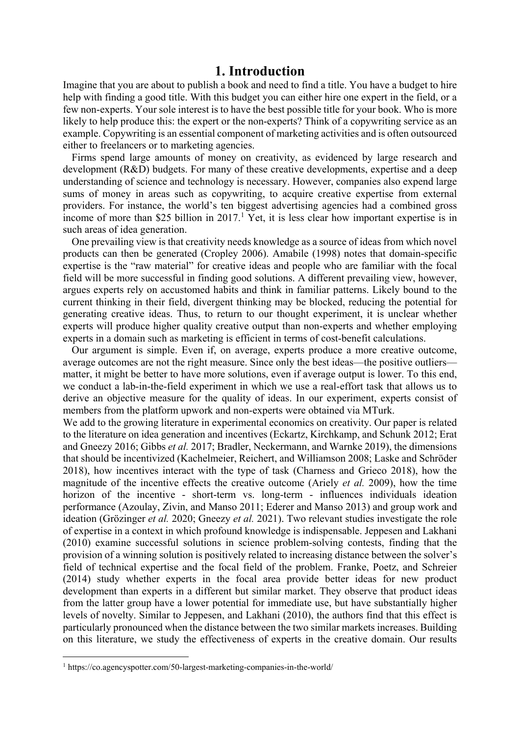# 1. Introduction

Imagine that you are about to publish a book and need to find a title. You have a budget to hire help with finding a good title. With this budget you can either hire one expert in the field, or a few non-experts. Your sole interest is to have the best possible title for your book. Who is more likely to help produce this: the expert or the non-experts? Think of a copywriting service as an example. Copywriting is an essential component of marketing activities and is often outsourced either to freelancers or to marketing agencies.

Firms spend large amounts of money on creativity, as evidenced by large research and development (R&D) budgets. For many of these creative developments, expertise and a deep understanding of science and technology is necessary. However, companies also expend large sums of money in areas such as copywriting, to acquire creative expertise from external providers. For instance, the world's ten biggest advertising agencies had a combined gross income of more than $25 billion in 2017.[1] Yet, it is less clear how important expertise is in such areas of idea generation.

One prevailing view is that creativity needs knowledge as a source of ideas from which novel products can then be generated (Cropley 2006). Amabile (1998) notes that domain-specific expertise is the "raw material" for creative ideas and people who are familiar with the focal field will be more successful in finding good solutions. A different prevailing view, however, argues experts rely on accustomed habits and think in familiar patterns. Likely bound to the current thinking in their field, divergent thinking may be blocked, reducing the potential for generating creative ideas. Thus, to return to our thought experiment, it is unclear whether experts will produce higher quality creative output than non-experts and whether employing experts in a domain such as marketing is efficient in terms of cost-benefit calculations.

Our argument is simple. Even if, on average, experts produce a more creative outcome, average outcomes are not the right measure. Since only the best ideas—the positive outliers—matter, it might be better to have more solutions, even if average output is lower. To this end, we conduct a lab-in-the-field experiment in which we use a real-effort task that allows us to derive an objective measure for the quality of ideas. In our experiment, experts consist of members from the platform upwork and non-experts were obtained via MTurk.

We add to the growing literature in experimental economics on creativity. Our paper is related to the literature on idea generation and incentives (Eckartz, Kirchkamp, and Schunk 2012; Erat and Gneezy 2016; Gibbs *et al.* 2017; Bradler, Neckermann, and Warnke 2019), the dimensions that should be incentivized (Kachelmeier, Reichert, and Williamson 2008; Laske and Schröder 2018), how incentives interact with the type of task (Charness and Grieco 2018), how the magnitude of the incentive effects the creative outcome (Ariely *et al.* 2009), how the time horizon of the incentive - short-term vs. long-term - influences individuals ideation performance (Azoulay, Zivin, and Manso 2011; Ederer and Manso 2013) and group work and ideation (Grözinger *et al.* 2020; Gneezy *et al.* 2021). Two relevant studies investigate the role of expertise in a context in which profound knowledge is indispensable. Jeppesen and Lakhani (2010) examine successful solutions in science problem-solving contests, finding that the provision of a winning solution is positively related to increasing distance between the solver's field of technical expertise and the focal field of the problem. Franke, Poetz, and Schreier (2014) study whether experts in the focal area provide better ideas for new product development than experts in a different but similar market. They observe that product ideas from the latter group have a lower potential for immediate use, but have substantially higher levels of novelty. Similar to Jeppesen, and Lakhani (2010), the authors find that this effect is particularly pronounced when the distance between the two similar markets increases. Building on this literature, we study the effectiveness of experts in the creative domain. Our results

[1] https://co.agencyspotter.com/50-largest-marketing-companies-in-the-world/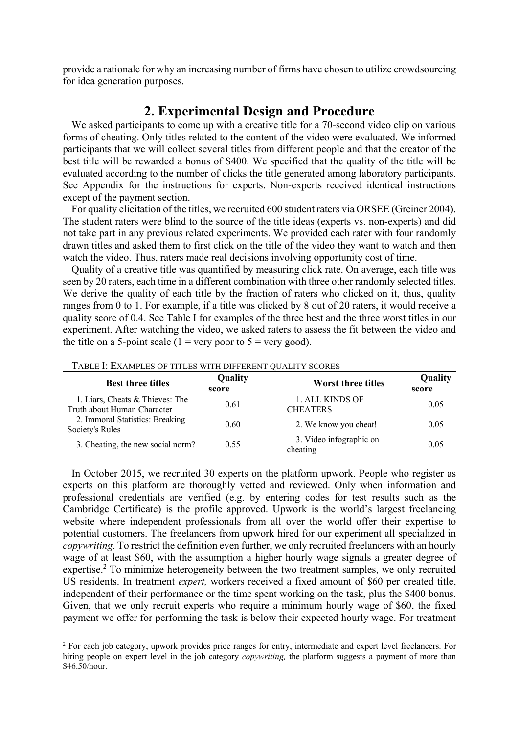provide a rationale for why an increasing number of firms have chosen to utilize crowdsourcing for idea generation purposes.

## 2. Experimental Design and Procedure

We asked participants to come up with a creative title for a 70-second video clip on various forms of cheating. Only titles related to the content of the video were evaluated. We informed participants that we will collect several titles from different people and that the creator of the best title will be rewarded a bonus of $400. We specified that the quality of the title will be evaluated according to the number of clicks the title generated among laboratory participants. See Appendix for the instructions for experts. Non-experts received identical instructions except of the payment section.

For quality elicitation of the titles, we recruited 600 student raters via ORSEE (Greiner 2004). The student raters were blind to the source of the title ideas (experts vs. non-experts) and did not take part in any previous related experiments. We provided each rater with four randomly drawn titles and asked them to first click on the title of the video they want to watch and then watch the video. Thus, raters made real decisions involving opportunity cost of time.

Quality of a creative title was quantified by measuring click rate. On average, each title was seen by 20 raters, each time in a different combination with three other randomly selected titles. We derive the quality of each title by the fraction of raters who clicked on it, thus, quality ranges from 0 to 1. For example, if a title was clicked by 8 out of 20 raters, it would receive a quality score of 0.4. See Table I for examples of the three best and the three worst titles in our experiment. After watching the video, we asked raters to assess the fit between the video and the title on a 5-point scale (1 = very poor to 5 = very good).

TABLE I: EXAMPLES OF TITLES WITH DIFFERENT QUALITY SCORES

| Best three titles | Quality score | Worst three titles | Quality score |
|---|---|---|---|
| 1. Liars, Cheats & Thieves: The Truth about Human Character | 0.61 | 1. ALL KINDS OF CHEATERS | 0.05 |
| 2. Immoral Statistics: Breaking Society's Rules | 0.60 | 2. We know you cheat! | 0.05 |
| 3. Cheating, the new social norm? | 0.55 | 3. Video infographic on cheating | 0.05 |

In October 2015, we recruited 30 experts on the platform upwork. People who register as experts on this platform are thoroughly vetted and reviewed. Only when information and professional credentials are verified (e.g. by entering codes for test results such as the Cambridge Certificate) is the profile approved. Upwork is the world's largest freelancing website where independent professionals from all over the world offer their expertise to potential customers. The freelancers from upwork hired for our experiment all specialized in *copywriting*. To restrict the definition even further, we only recruited freelancers with an hourly wage of at least $60, with the assumption a higher hourly wage signals a greater degree of expertise.[2] To minimize heterogeneity between the two treatment samples, we only recruited US residents. In treatment *expert,* workers received a fixed amount of $60 per created title, independent of their performance or the time spent working on the task, plus the $400 bonus. Given, that we only recruit experts who require a minimum hourly wage of $60, the fixed payment we offer for performing the task is below their expected hourly wage. For treatment

[2] For each job category, upwork provides price ranges for entry, intermediate and expert level freelancers. For hiring people on expert level in the job category *copywriting,* the platform suggests a payment of more than $46.50/hour.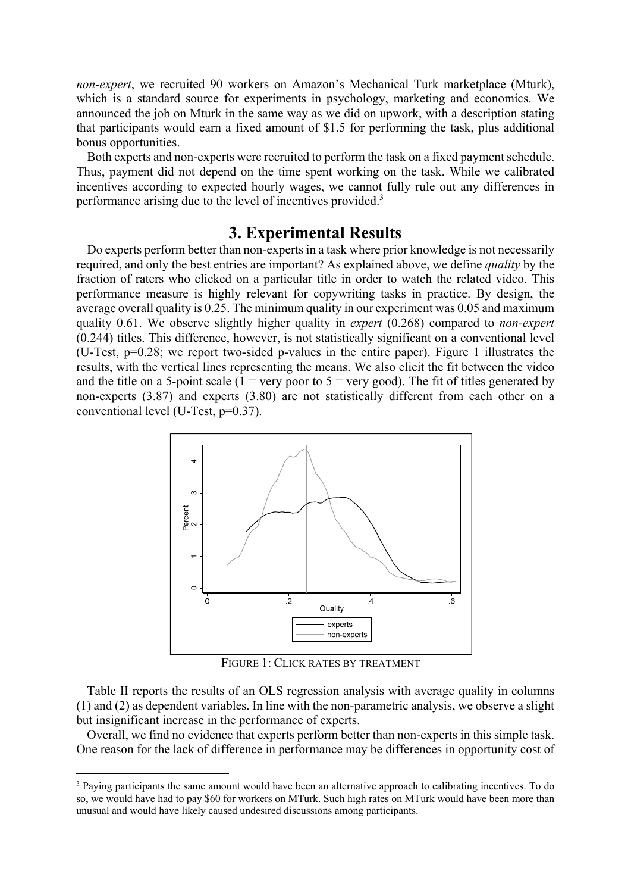*non-expert*, we recruited 90 workers on Amazon's Mechanical Turk marketplace (Mturk), which is a standard source for experiments in psychology, marketing and economics. We announced the job on Mturk in the same way as we did on upwork, with a description stating that participants would earn a fixed amount of $1.5 for performing the task, plus additional bonus opportunities.

Both experts and non-experts were recruited to perform the task on a fixed payment schedule. Thus, payment did not depend on the time spent working on the task. While we calibrated incentives according to expected hourly wages, we cannot fully rule out any differences in performance arising due to the level of incentives provided.[3]

# 3. Experimental Results

Do experts perform better than non-experts in a task where prior knowledge is not necessarily required, and only the best entries are important? As explained above, we define *quality* by the fraction of raters who clicked on a particular title in order to watch the related video. This performance measure is highly relevant for copywriting tasks in practice. By design, the average overall quality is 0.25. The minimum quality in our experiment was 0.05 and maximum quality 0.61. We observe slightly higher quality in *expert* (0.268) compared to *non-expert* (0.244) titles. This difference, however, is not statistically significant on a conventional level (U-Test, p=0.28; we report two-sided p-values in the entire paper). Figure 1 illustrates the results, with the vertical lines representing the means. We also elicit the fit between the video and the title on a 5-point scale (1 = very poor to 5 = very good). The fit of titles generated by non-experts (3.87) and experts (3.80) are not statistically different from each other on a conventional level (U-Test, p=0.37).

FIGURE 1: CLICK RATES BY TREATMENT

Table II reports the results of an OLS regression analysis with average quality in columns (1) and (2) as dependent variables. In line with the non-parametric analysis, we observe a slight but insignificant increase in the performance of experts.

Overall, we find no evidence that experts perform better than non-experts in this simple task. One reason for the lack of difference in performance may be differences in opportunity cost of

[3] Paying participants the same amount would have been an alternative approach to calibrating incentives. To do so, we would have had to pay $60 for workers on MTurk. Such high rates on MTurk would have been more than unusual and would have likely caused undesired discussions among participants.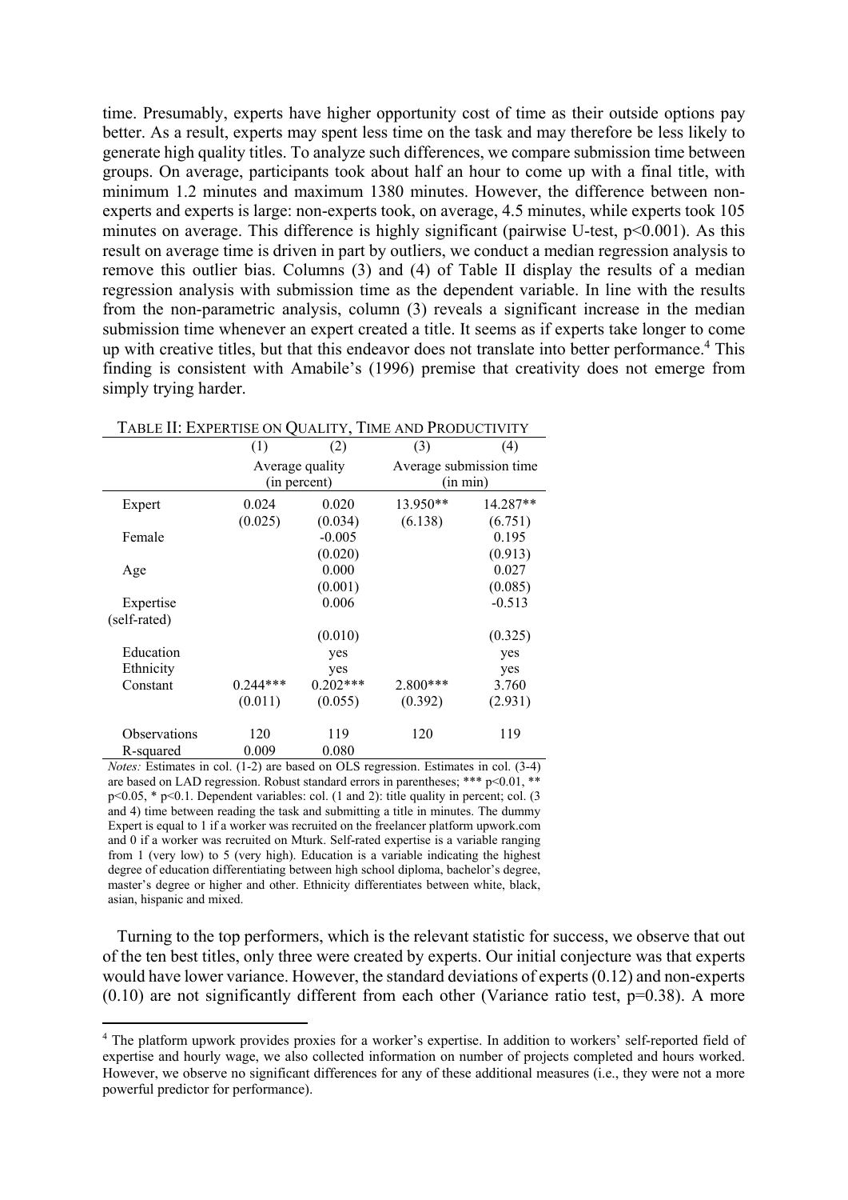time. Presumably, experts have higher opportunity cost of time as their outside options pay better. As a result, experts may spent less time on the task and may therefore be less likely to generate high quality titles. To analyze such differences, we compare submission time between groups. On average, participants took about half an hour to come up with a final title, with minimum 1.2 minutes and maximum 1380 minutes. However, the difference between non-experts and experts is large: non-experts took, on average, 4.5 minutes, while experts took 105 minutes on average. This difference is highly significant (pairwise U-test, $p<0.001$). As this result on average time is driven in part by outliers, we conduct a median regression analysis to remove this outlier bias. Columns (3) and (4) of Table II display the results of a median regression analysis with submission time as the dependent variable. In line with the results from the non-parametric analysis, column (3) reveals a significant increase in the median submission time whenever an expert created a title. It seems as if experts take longer to come up with creative titles, but that this endeavor does not translate into better performance.[4] This finding is consistent with Amabile's (1996) premise that creativity does not emerge from simply trying harder.

TABLE II: EXPERTISE ON QUALITY, TIME AND PRODUCTIVITY

| | (1) | (2) | (3) | (4) |
|---|---|---|---|---|
| | Average quality (in percent) | | Average submission time (in min) | |
| Expert | 0.024 | 0.020 | 13.950** | 14.287** |
| | (0.025) | (0.034) | (6.138) | (6.751) |
| Female | | -0.005 | | 0.195 |
| | | (0.020) | | (0.913) |
| Age | | 0.000 | | 0.027 |
| | | (0.001) | | (0.085) |
| Expertise (self-rated) | | 0.006 | | -0.513 |
| | | (0.010) | | (0.325) |
| Education | | yes | | yes |
| Ethnicity | | yes | | yes |
| Constant | 0.244*** | 0.202*** | 2.800*** | 3.760 |
| | (0.011) | (0.055) | (0.392) | (2.931) |
| Observations | 120 | 119 | 120 | 119 |
| R-squared | 0.009 | 0.080 | | |

*Notes:* Estimates in col. (1-2) are based on OLS regression. Estimates in col. (3-4) are based on LAD regression. Robust standard errors in parentheses; *** $p<0.01$, ** $p<0.05$, * $p<0.1$. Dependent variables: col. (1 and 2): title quality in percent; col. (3 and 4) time between reading the task and submitting a title in minutes. The dummy Expert is equal to 1 if a worker was recruited on the freelancer platform upwork.com and 0 if a worker was recruited on Mturk. Self-rated expertise is a variable ranging from 1 (very low) to 5 (very high). Education is a variable indicating the highest degree of education differentiating between high school diploma, bachelor's degree, master's degree or higher and other. Ethnicity differentiates between white, black, asian, hispanic and mixed.

Turning to the top performers, which is the relevant statistic for success, we observe that out of the ten best titles, only three were created by experts. Our initial conjecture was that experts would have lower variance. However, the standard deviations of experts (0.12) and non-experts (0.10) are not significantly different from each other (Variance ratio test, $p=0.38$). A more

[4] The platform upwork provides proxies for a worker's expertise. In addition to workers' self-reported field of expertise and hourly wage, we also collected information on number of projects completed and hours worked. However, we observe no significant differences for any of these additional measures (i.e., they were not a more powerful predictor for performance).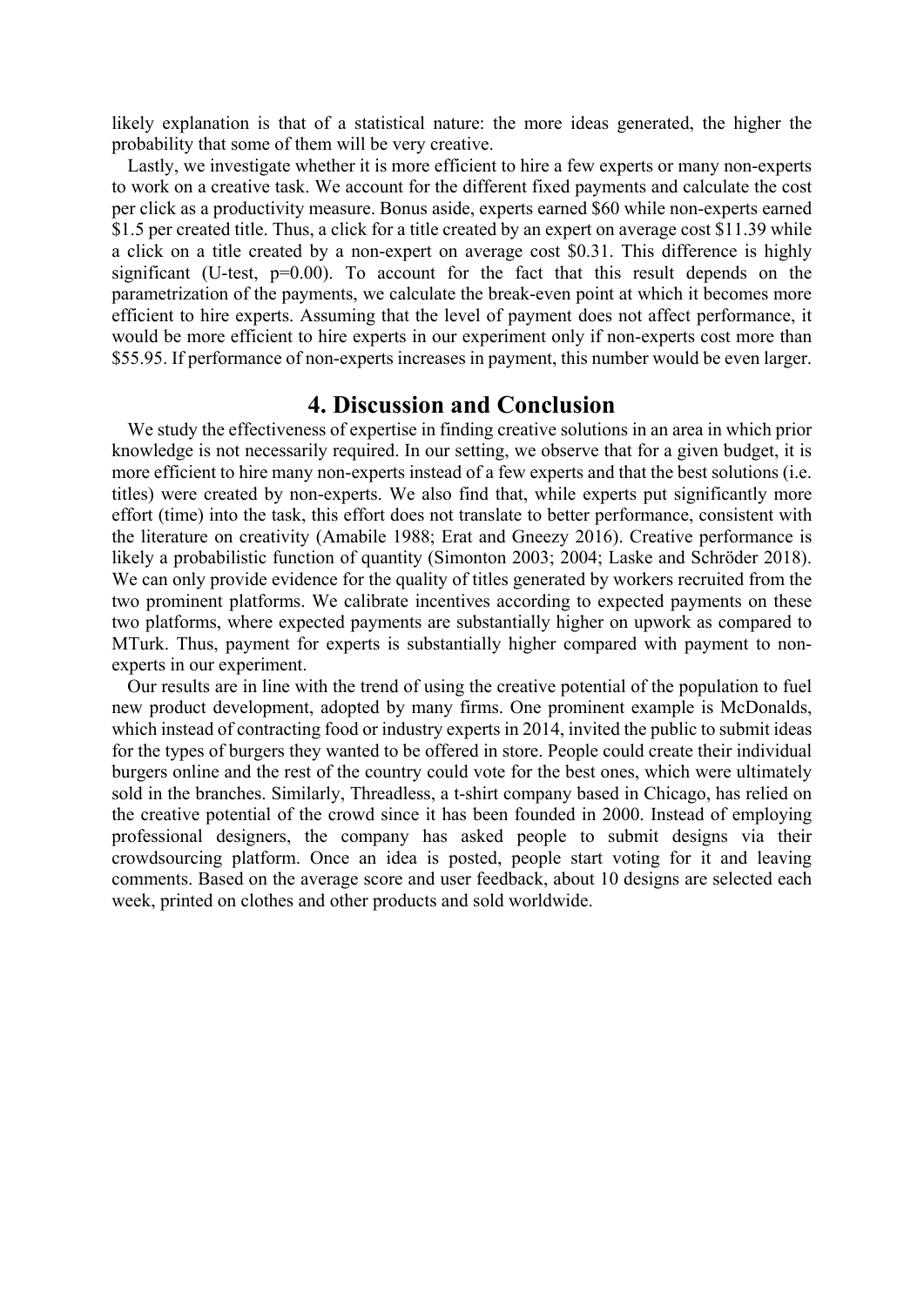likely explanation is that of a statistical nature: the more ideas generated, the higher the probability that some of them will be very creative.

Lastly, we investigate whether it is more efficient to hire a few experts or many non-experts to work on a creative task. We account for the different fixed payments and calculate the cost per click as a productivity measure. Bonus aside, experts earned \$60 while non-experts earned \$1.5 per created title. Thus, a click for a title created by an expert on average cost \$11.39 while a click on a title created by a non-expert on average cost \$0.31. This difference is highly significant (U-test, p=0.00). To account for the fact that this result depends on the parametrization of the payments, we calculate the break-even point at which it becomes more efficient to hire experts. Assuming that the level of payment does not affect performance, it would be more efficient to hire experts in our experiment only if non-experts cost more than \$55.95. If performance of non-experts increases in payment, this number would be even larger.

## 4. Discussion and Conclusion

We study the effectiveness of expertise in finding creative solutions in an area in which prior knowledge is not necessarily required. In our setting, we observe that for a given budget, it is more efficient to hire many non-experts instead of a few experts and that the best solutions (i.e. titles) were created by non-experts. We also find that, while experts put significantly more effort (time) into the task, this effort does not translate to better performance, consistent with the literature on creativity (Amabile 1988; Erat and Gneezy 2016). Creative performance is likely a probabilistic function of quantity (Simonton 2003; 2004; Laske and Schröder 2018). We can only provide evidence for the quality of titles generated by workers recruited from the two prominent platforms. We calibrate incentives according to expected payments on these two platforms, where expected payments are substantially higher on upwork as compared to MTurk. Thus, payment for experts is substantially higher compared with payment to non-experts in our experiment.

Our results are in line with the trend of using the creative potential of the population to fuel new product development, adopted by many firms. One prominent example is McDonalds, which instead of contracting food or industry experts in 2014, invited the public to submit ideas for the types of burgers they wanted to be offered in store. People could create their individual burgers online and the rest of the country could vote for the best ones, which were ultimately sold in the branches. Similarly, Threadless, a t-shirt company based in Chicago, has relied on the creative potential of the crowd since it has been founded in 2000. Instead of employing professional designers, the company has asked people to submit designs via their crowdsourcing platform. Once an idea is posted, people start voting for it and leaving comments. Based on the average score and user feedback, about 10 designs are selected each week, printed on clothes and other products and sold worldwide.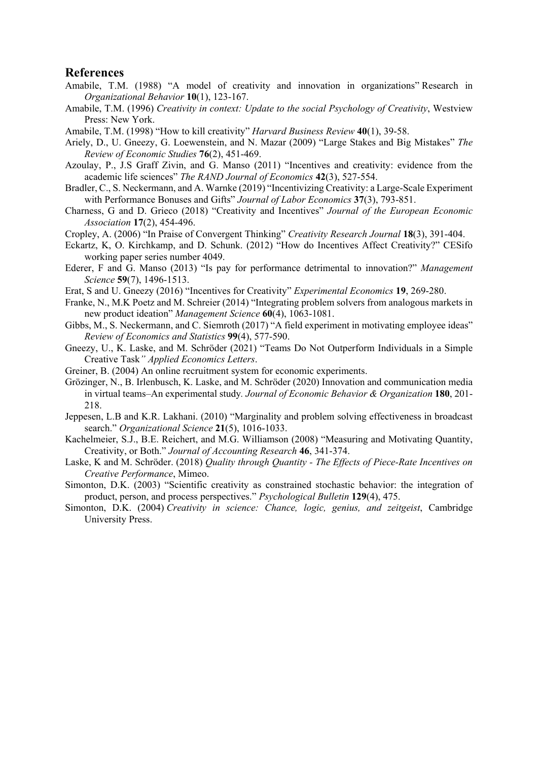## References

Amabile, T.M. (1988) "A model of creativity and innovation in organizations" Research in *Organizational Behavior* **10**(1), 123-167.

Amabile, T.M. (1996) *Creativity in context: Update to the social Psychology of Creativity*, Westview Press: New York.

Amabile, T.M. (1998) "How to kill creativity" *Harvard Business Review* **40**(1), 39-58.

Ariely, D., U. Gneezy, G. Loewenstein, and N. Mazar (2009) "Large Stakes and Big Mistakes" *The Review of Economic Studies* **76**(2), 451-469.

Azoulay, P., J.S Graff Zivin, and G. Manso (2011) "Incentives and creativity: evidence from the academic life sciences" *The RAND Journal of Economics* **42**(3), 527-554.

Bradler, C., S. Neckermann, and A. Warnke (2019) "Incentivizing Creativity: a Large-Scale Experiment with Performance Bonuses and Gifts" *Journal of Labor Economics* **37**(3), 793-851.

Charness, G and D. Grieco (2018) "Creativity and Incentives" *Journal of the European Economic Association* **17**(2), 454-496.

Cropley, A. (2006) "In Praise of Convergent Thinking" *Creativity Research Journal* **18**(3), 391-404.

Eckartz, K, O. Kirchkamp, and D. Schunk. (2012) "How do Incentives Affect Creativity?" CESifo working paper series number 4049.

Ederer, F and G. Manso (2013) "Is pay for performance detrimental to innovation?" *Management Science* **59**(7), 1496-1513.

Erat, S and U. Gneezy (2016) "Incentives for Creativity" *Experimental Economics* **19**, 269-280.

Franke, N., M.K Poetz and M. Schreier (2014) "Integrating problem solvers from analogous markets in new product ideation" *Management Science* **60**(4), 1063-1081.

Gibbs, M., S. Neckermann, and C. Siemroth (2017) "A field experiment in motivating employee ideas" *Review of Economics and Statistics* **99**(4), 577-590.

Gneezy, U., K. Laske, and M. Schröder (2021) "Teams Do Not Outperform Individuals in a Simple Creative Task*" Applied Economics Letters*.

Greiner, B. (2004) An online recruitment system for economic experiments.

Grözinger, N., B. Irlenbusch, K. Laske, and M. Schröder (2020) Innovation and communication media in virtual teams–An experimental study. *Journal of Economic Behavior & Organization* **180**, 201-218.

Jeppesen, L.B and K.R. Lakhani. (2010) "Marginality and problem solving effectiveness in broadcast search." *Organizational Science* **21**(5), 1016-1033.

Kachelmeier, S.J., B.E. Reichert, and M.G. Williamson (2008) "Measuring and Motivating Quantity, Creativity, or Both." *Journal of Accounting Research* **46**, 341-374.

Laske, K and M. Schröder. (2018) *Quality through Quantity - The Effects of Piece-Rate Incentives on Creative Performance*, Mimeo.

Simonton, D.K. (2003) "Scientific creativity as constrained stochastic behavior: the integration of product, person, and process perspectives." *Psychological Bulletin* **129**(4), 475.

Simonton, D.K. (2004) *Creativity in science: Chance, logic, genius, and zeitgeist*, Cambridge University Press.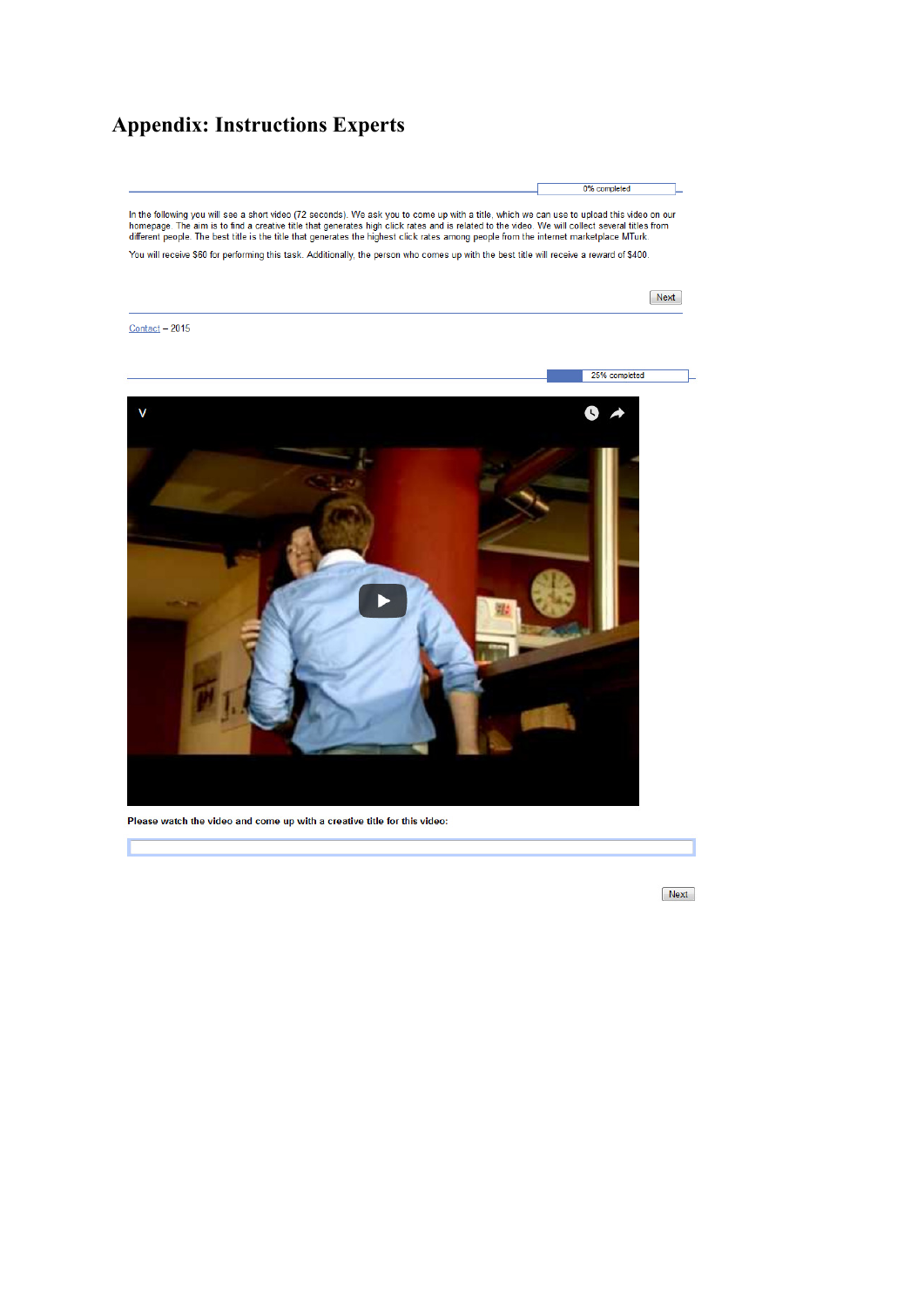# Appendix: Instructions Experts

0% completed

In the following you will see a short video (72 seconds). We ask you to come up with a title, which we can use to upload this video on our homepage. The aim is to find a creative title that generates high click rates and is related to the video. We will collect several titles from different people. The best title is the title that generates the highest click rates among people from the internet marketplace MTurk.

You will receive $60 for performing this task. Additionally, the person who comes up with the best title will receive a reward of $400.

Next

Contact – 2015

25% completed

**Please watch the video and come up with a creative title for this video:**

Next